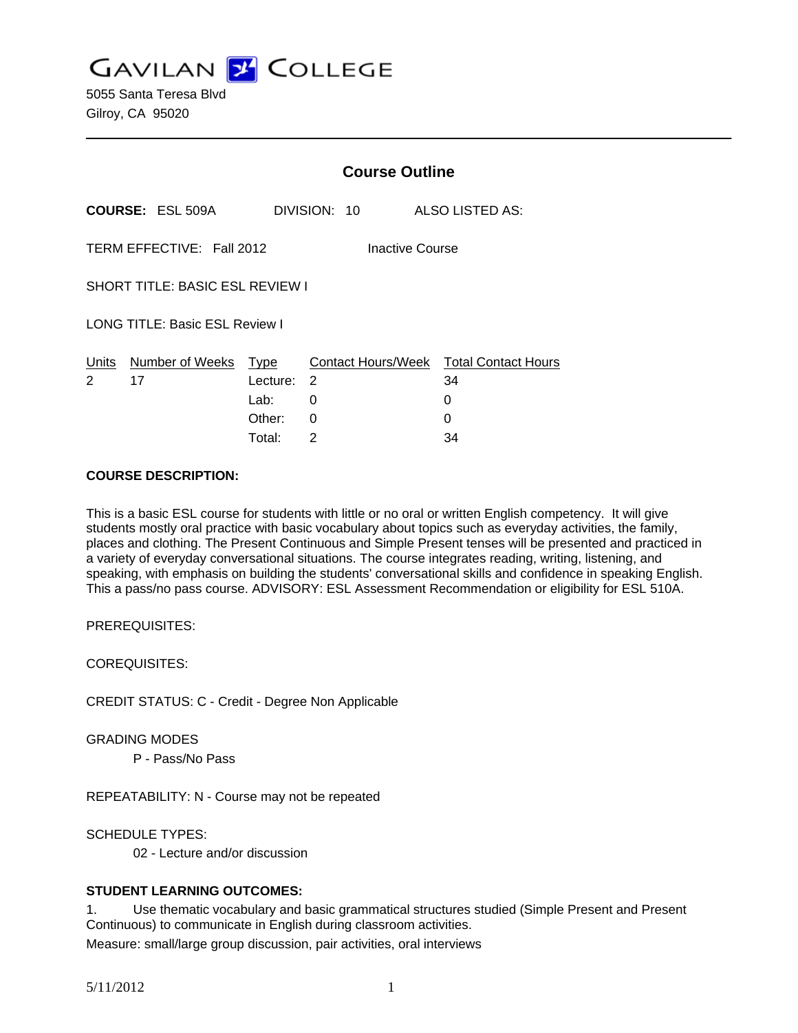# GAVILAN COLLEGE

5055 Santa Teresa Blvd
Gilroy, CA 95020

## Course Outline

**COURSE:** ESL 509A DIVISION: 10 ALSO LISTED AS:

TERM EFFECTIVE: Fall 2012 Inactive Course

SHORT TITLE: BASIC ESL REVIEW I

LONG TITLE: Basic ESL Review I

| Units | Number of Weeks | Type | Contact Hours/Week | Total Contact Hours |
|---|---|---|---|---|
| 2 | 17 | Lecture: | 2 | 34 |
| | | Lab: | 0 | 0 |
| | | Other: | 0 | 0 |
| | | Total: | 2 | 34 |

**COURSE DESCRIPTION:**

This is a basic ESL course for students with little or no oral or written English competency. It will give students mostly oral practice with basic vocabulary about topics such as everyday activities, the family, places and clothing. The Present Continuous and Simple Present tenses will be presented and practiced in a variety of everyday conversational situations. The course integrates reading, writing, listening, and speaking, with emphasis on building the students' conversational skills and confidence in speaking English. This a pass/no pass course. ADVISORY: ESL Assessment Recommendation or eligibility for ESL 510A.

PREREQUISITES:

COREQUISITES:

CREDIT STATUS: C - Credit - Degree Non Applicable

GRADING MODES

P - Pass/No Pass

REPEATABILITY: N - Course may not be repeated

SCHEDULE TYPES:

02 - Lecture and/or discussion

**STUDENT LEARNING OUTCOMES:**

1. Use thematic vocabulary and basic grammatical structures studied (Simple Present and Present Continuous) to communicate in English during classroom activities.

Measure: small/large group discussion, pair activities, oral interviews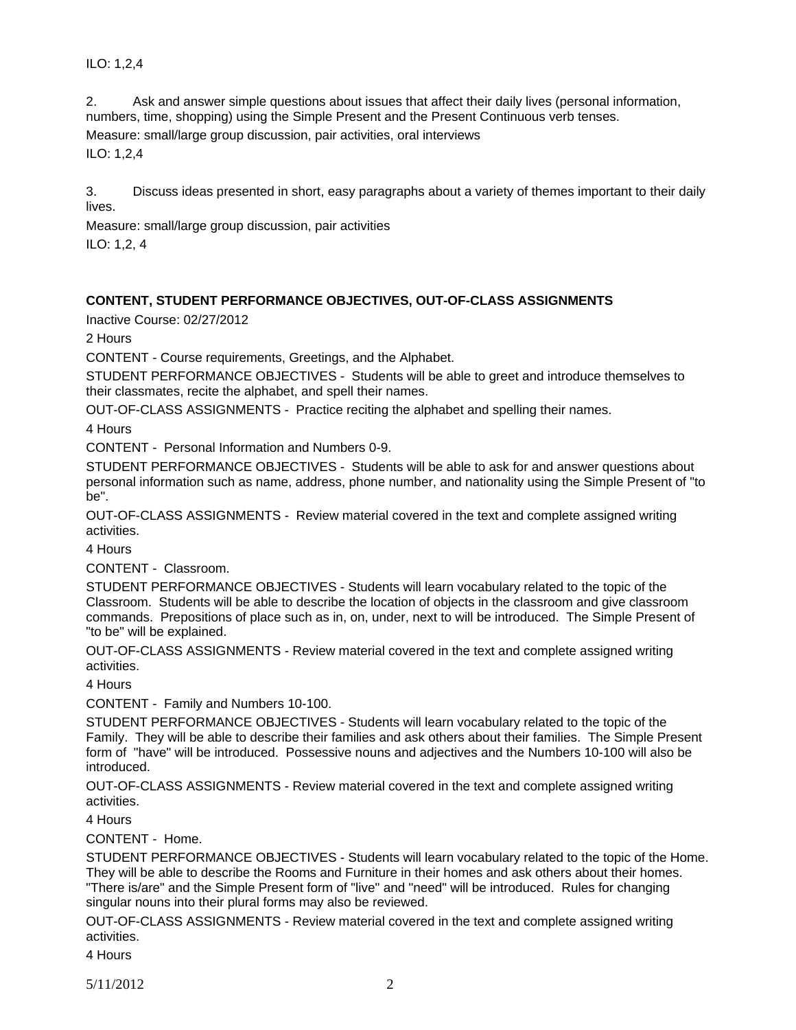ILO: 1,2,4

2. Ask and answer simple questions about issues that affect their daily lives (personal information, numbers, time, shopping) using the Simple Present and the Present Continuous verb tenses.

Measure: small/large group discussion, pair activities, oral interviews

ILO: 1,2,4

3. Discuss ideas presented in short, easy paragraphs about a variety of themes important to their daily lives.

Measure: small/large group discussion, pair activities

ILO: 1,2, 4

**CONTENT, STUDENT PERFORMANCE OBJECTIVES, OUT-OF-CLASS ASSIGNMENTS**

Inactive Course: 02/27/2012

2 Hours

CONTENT - Course requirements, Greetings, and the Alphabet.

STUDENT PERFORMANCE OBJECTIVES - Students will be able to greet and introduce themselves to their classmates, recite the alphabet, and spell their names.

OUT-OF-CLASS ASSIGNMENTS - Practice reciting the alphabet and spelling their names.

4 Hours

CONTENT - Personal Information and Numbers 0-9.

STUDENT PERFORMANCE OBJECTIVES - Students will be able to ask for and answer questions about personal information such as name, address, phone number, and nationality using the Simple Present of "to be".

OUT-OF-CLASS ASSIGNMENTS - Review material covered in the text and complete assigned writing activities.

4 Hours

CONTENT - Classroom.

STUDENT PERFORMANCE OBJECTIVES - Students will learn vocabulary related to the topic of the Classroom. Students will be able to describe the location of objects in the classroom and give classroom commands. Prepositions of place such as in, on, under, next to will be introduced. The Simple Present of "to be" will be explained.

OUT-OF-CLASS ASSIGNMENTS - Review material covered in the text and complete assigned writing activities.

4 Hours

CONTENT - Family and Numbers 10-100.

STUDENT PERFORMANCE OBJECTIVES - Students will learn vocabulary related to the topic of the Family. They will be able to describe their families and ask others about their families. The Simple Present form of "have" will be introduced. Possessive nouns and adjectives and the Numbers 10-100 will also be introduced.

OUT-OF-CLASS ASSIGNMENTS - Review material covered in the text and complete assigned writing activities.

4 Hours

CONTENT - Home.

STUDENT PERFORMANCE OBJECTIVES - Students will learn vocabulary related to the topic of the Home. They will be able to describe the Rooms and Furniture in their homes and ask others about their homes. "There is/are" and the Simple Present form of "live" and "need" will be introduced. Rules for changing singular nouns into their plural forms may also be reviewed.

OUT-OF-CLASS ASSIGNMENTS - Review material covered in the text and complete assigned writing activities.

4 Hours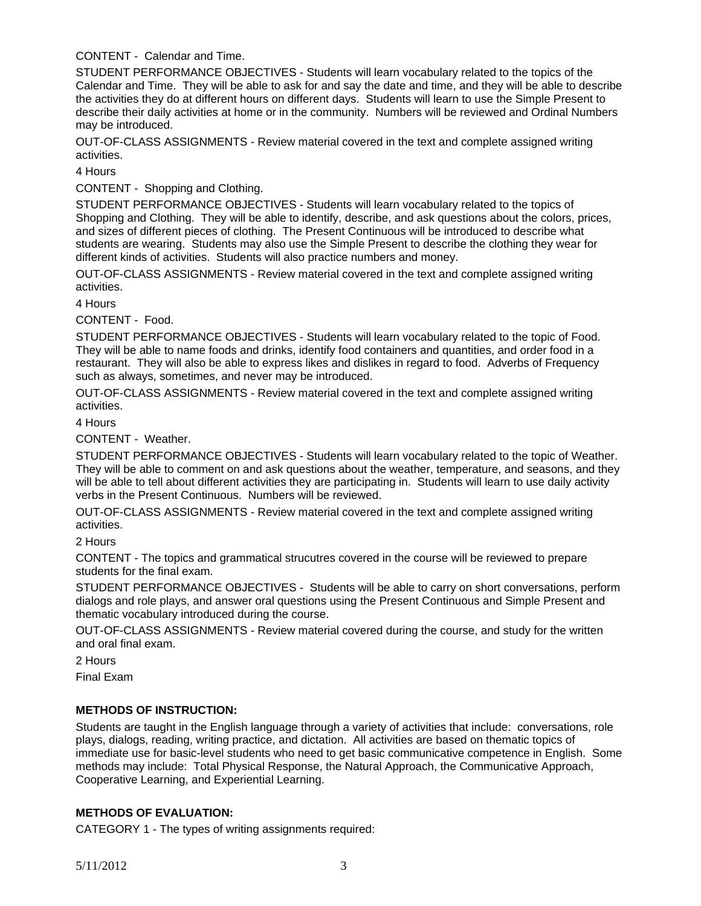CONTENT - Calendar and Time.

STUDENT PERFORMANCE OBJECTIVES - Students will learn vocabulary related to the topics of the Calendar and Time. They will be able to ask for and say the date and time, and they will be able to describe the activities they do at different hours on different days. Students will learn to use the Simple Present to describe their daily activities at home or in the community. Numbers will be reviewed and Ordinal Numbers may be introduced.

OUT-OF-CLASS ASSIGNMENTS - Review material covered in the text and complete assigned writing activities.

4 Hours

CONTENT - Shopping and Clothing.

STUDENT PERFORMANCE OBJECTIVES - Students will learn vocabulary related to the topics of Shopping and Clothing. They will be able to identify, describe, and ask questions about the colors, prices, and sizes of different pieces of clothing. The Present Continuous will be introduced to describe what students are wearing. Students may also use the Simple Present to describe the clothing they wear for different kinds of activities. Students will also practice numbers and money.

OUT-OF-CLASS ASSIGNMENTS - Review material covered in the text and complete assigned writing activities.

4 Hours

CONTENT - Food.

STUDENT PERFORMANCE OBJECTIVES - Students will learn vocabulary related to the topic of Food. They will be able to name foods and drinks, identify food containers and quantities, and order food in a restaurant. They will also be able to express likes and dislikes in regard to food. Adverbs of Frequency such as always, sometimes, and never may be introduced.

OUT-OF-CLASS ASSIGNMENTS - Review material covered in the text and complete assigned writing activities.

4 Hours

CONTENT - Weather.

STUDENT PERFORMANCE OBJECTIVES - Students will learn vocabulary related to the topic of Weather. They will be able to comment on and ask questions about the weather, temperature, and seasons, and they will be able to tell about different activities they are participating in. Students will learn to use daily activity verbs in the Present Continuous. Numbers will be reviewed.

OUT-OF-CLASS ASSIGNMENTS - Review material covered in the text and complete assigned writing activities.

2 Hours

CONTENT - The topics and grammatical strucutres covered in the course will be reviewed to prepare students for the final exam.

STUDENT PERFORMANCE OBJECTIVES - Students will be able to carry on short conversations, perform dialogs and role plays, and answer oral questions using the Present Continuous and Simple Present and thematic vocabulary introduced during the course.

OUT-OF-CLASS ASSIGNMENTS - Review material covered during the course, and study for the written and oral final exam.

2 Hours

Final Exam

**METHODS OF INSTRUCTION:**

Students are taught in the English language through a variety of activities that include: conversations, role plays, dialogs, reading, writing practice, and dictation. All activities are based on thematic topics of immediate use for basic-level students who need to get basic communicative competence in English. Some methods may include: Total Physical Response, the Natural Approach, the Communicative Approach, Cooperative Learning, and Experiential Learning.

**METHODS OF EVALUATION:**

CATEGORY 1 - The types of writing assignments required: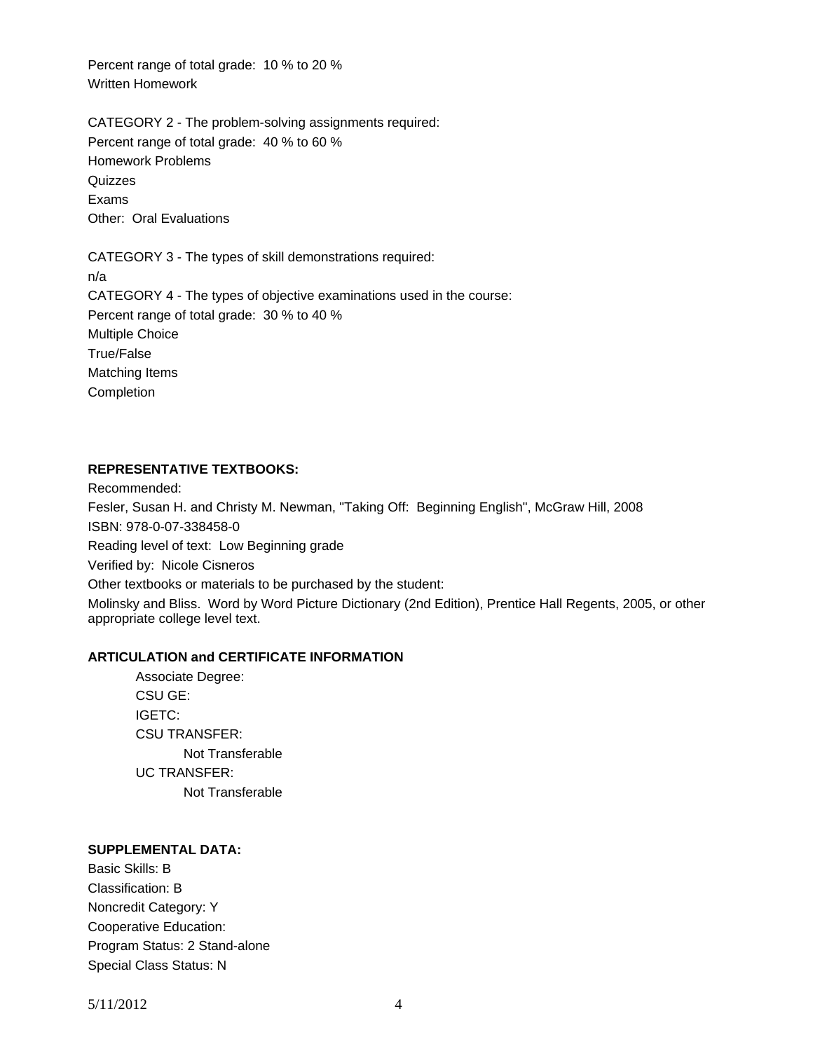Percent range of total grade: 10 % to 20 %
Written Homework

CATEGORY 2 - The problem-solving assignments required:
Percent range of total grade: 40 % to 60 %
Homework Problems
Quizzes
Exams
Other: Oral Evaluations

CATEGORY 3 - The types of skill demonstrations required:
n/a
CATEGORY 4 - The types of objective examinations used in the course:
Percent range of total grade: 30 % to 40 %
Multiple Choice
True/False
Matching Items
Completion

**REPRESENTATIVE TEXTBOOKS:**

Recommended:
Fesler, Susan H. and Christy M. Newman, "Taking Off: Beginning English", McGraw Hill, 2008
ISBN: 978-0-07-338458-0
Reading level of text: Low Beginning grade
Verified by: Nicole Cisneros
Other textbooks or materials to be purchased by the student:
Molinsky and Bliss. Word by Word Picture Dictionary (2nd Edition), Prentice Hall Regents, 2005, or other appropriate college level text.

**ARTICULATION and CERTIFICATE INFORMATION**

Associate Degree:
CSU GE:
IGETC:
CSU TRANSFER:
Not Transferable
UC TRANSFER:
Not Transferable

**SUPPLEMENTAL DATA:**

Basic Skills: B
Classification: B
Noncredit Category: Y
Cooperative Education:
Program Status: 2 Stand-alone
Special Class Status: N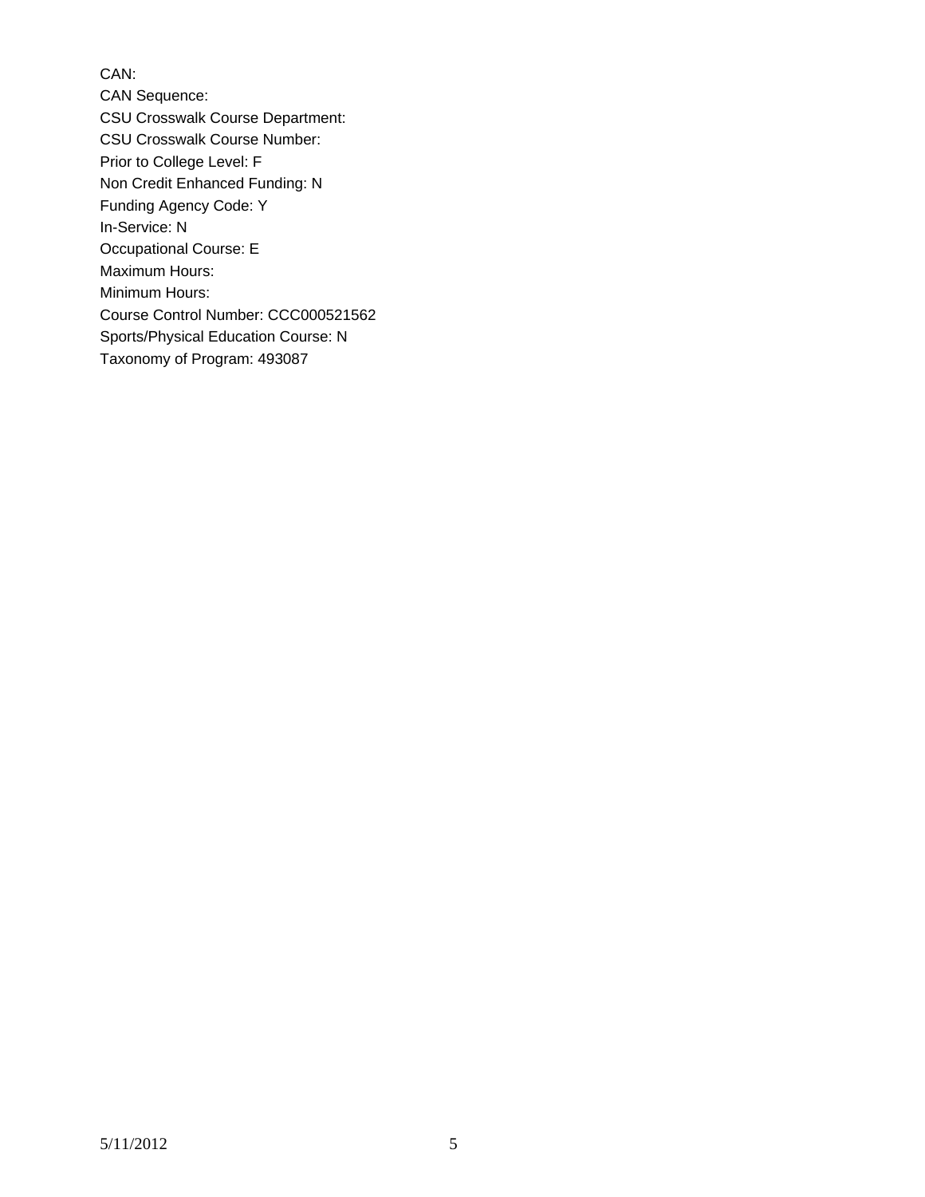CAN:
CAN Sequence:
CSU Crosswalk Course Department:
CSU Crosswalk Course Number:
Prior to College Level: F
Non Credit Enhanced Funding: N
Funding Agency Code: Y
In-Service: N
Occupational Course: E
Maximum Hours:
Minimum Hours:
Course Control Number: CCC000521562
Sports/Physical Education Course: N
Taxonomy of Program: 493087